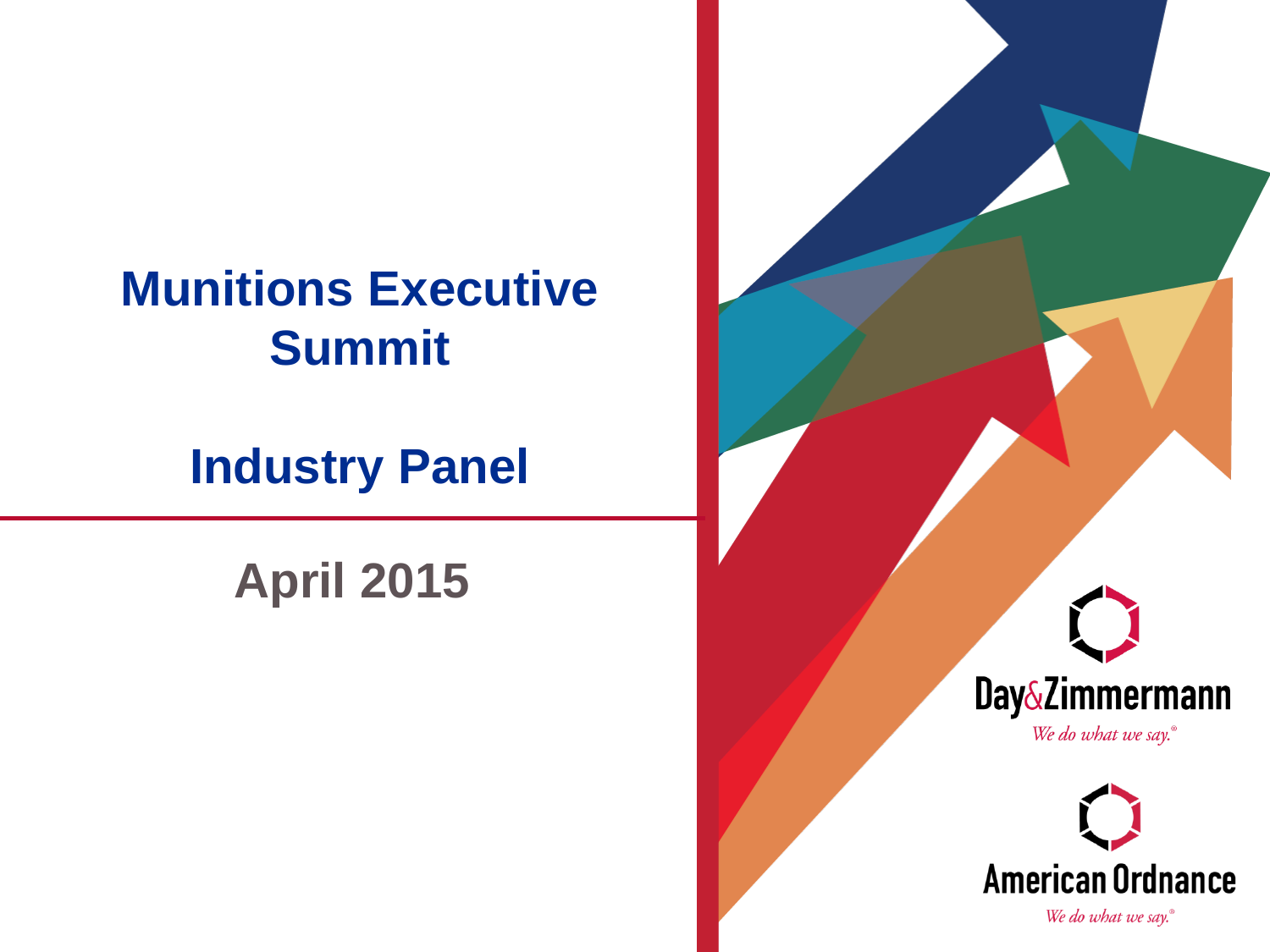# Munitions Executive Summit

## Industry Panel

April 2015

Day&Zimmermann

*We do what we say.®*

American Ordnance

*We do what we say.®*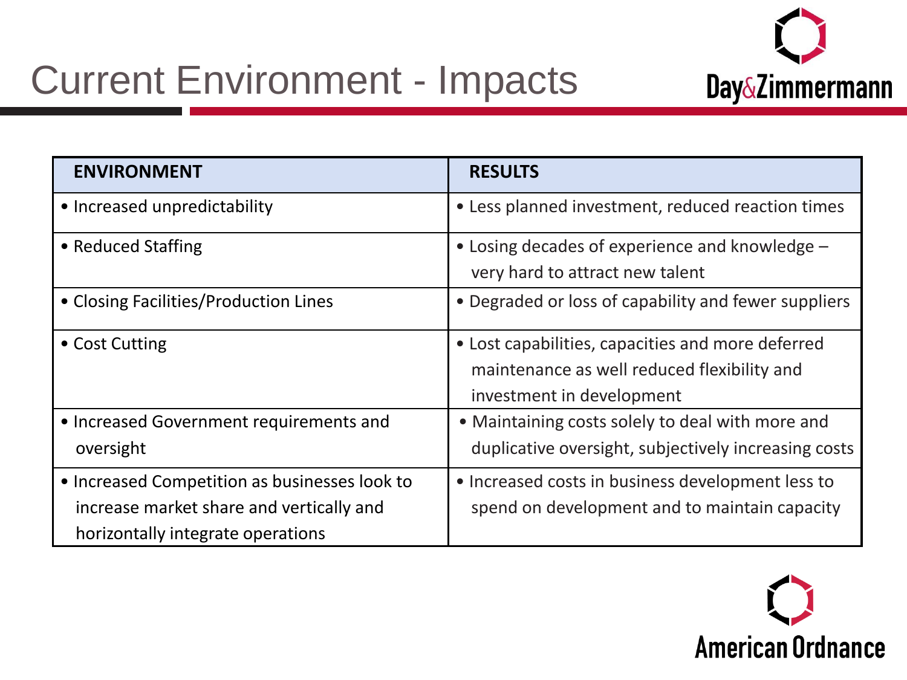# Current Environment - Impacts

| ENVIRONMENT | RESULTS |
|---|---|
| • Increased unpredictability | • Less planned investment, reduced reaction times |
| • Reduced Staffing | • Losing decades of experience and knowledge – very hard to attract new talent |
| • Closing Facilities/Production Lines | • Degraded or loss of capability and fewer suppliers |
| • Cost Cutting | • Lost capabilities, capacities and more deferred maintenance as well reduced flexibility and investment in development |
| • Increased Government requirements and oversight | • Maintaining costs solely to deal with more and duplicative oversight, subjectively increasing costs |
| • Increased Competition as businesses look to increase market share and vertically and horizontally integrate operations | • Increased costs in business development less to spend on development and to maintain capacity |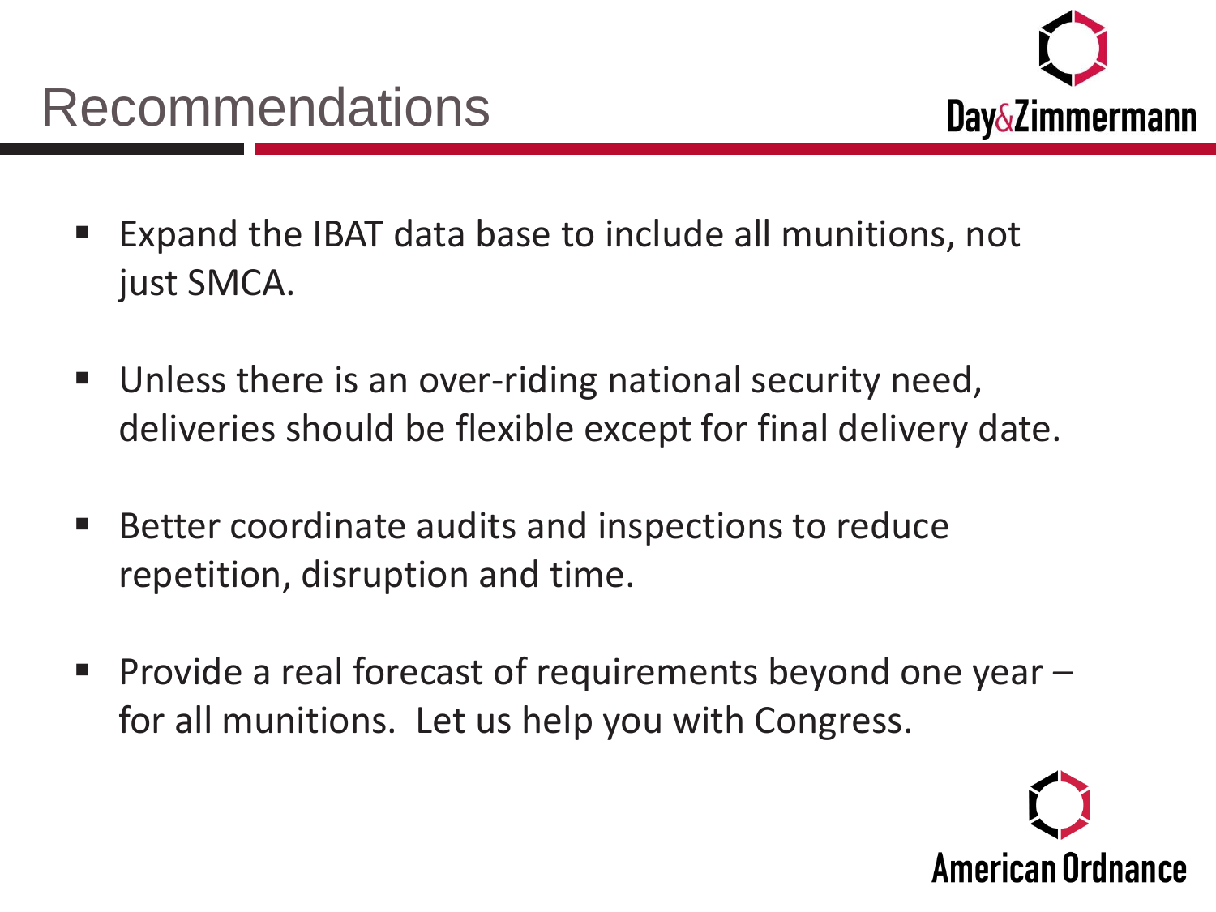# Recommendations

- Expand the IBAT data base to include all munitions, not just SMCA.
- Unless there is an over-riding national security need, deliveries should be flexible except for final delivery date.
- Better coordinate audits and inspections to reduce repetition, disruption and time.
- Provide a real forecast of requirements beyond one year – for all munitions.  Let us help you with Congress.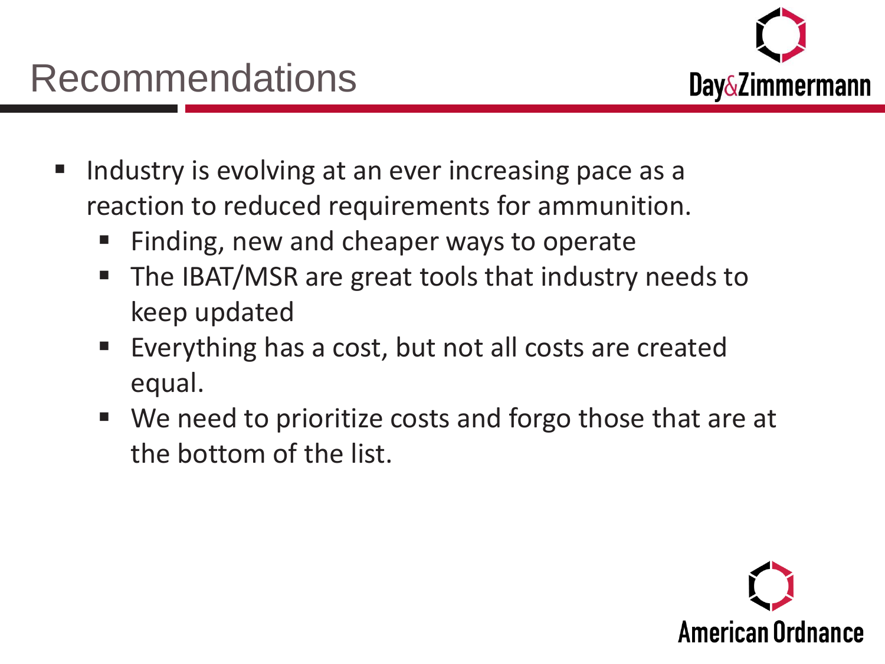# Recommendations

- Industry is evolving at an ever increasing pace as a reaction to reduced requirements for ammunition.
  - Finding, new and cheaper ways to operate
  - The IBAT/MSR are great tools that industry needs to keep updated
  - Everything has a cost, but not all costs are created equal.
  - We need to prioritize costs and forgo those that are at the bottom of the list.